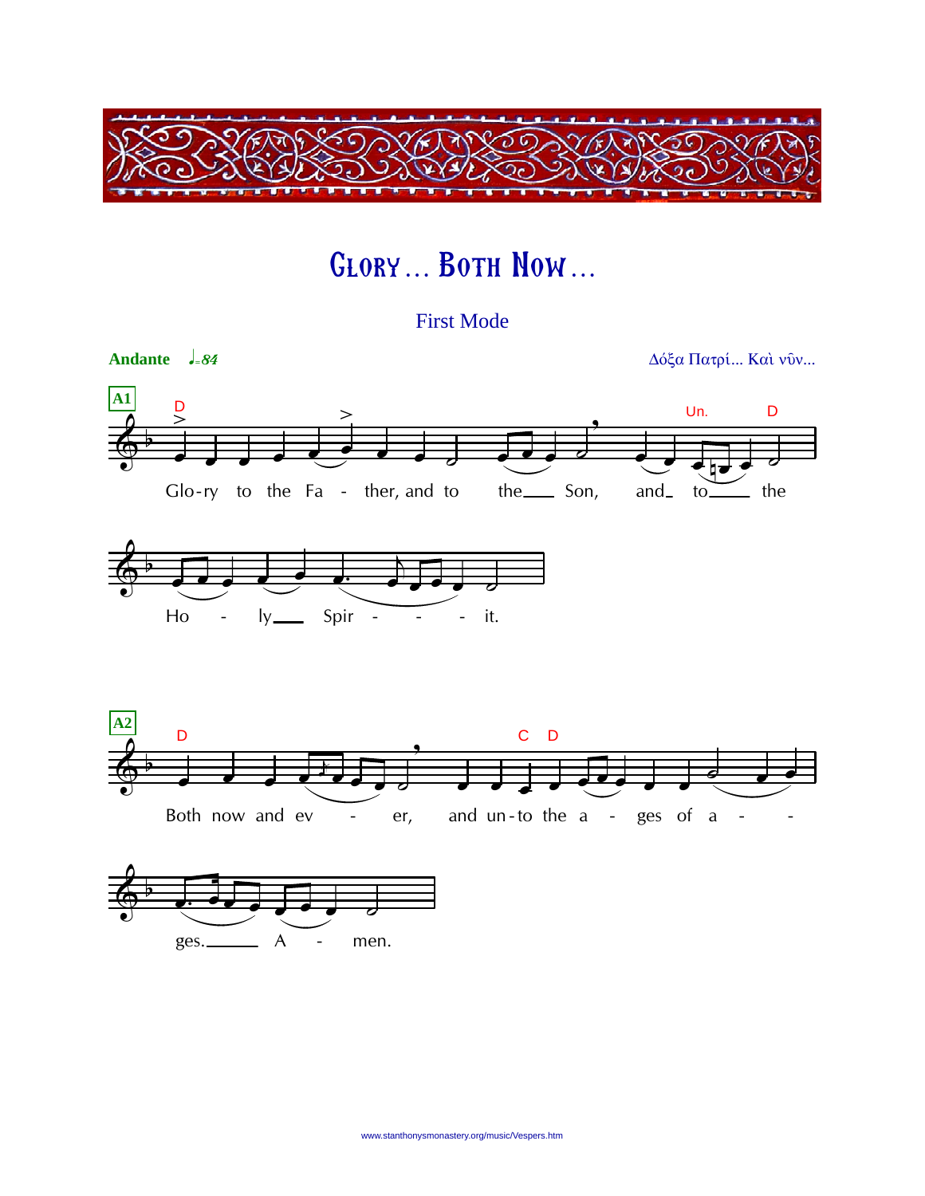# GLORY… BOTH NOW…

First Mode

**Andante** ♩=84

Δόξα Πατρί... Καὶ νῦν...

**A1**

Glo-ry to the Fa - ther, and to the Son, and to the Holy Spir - it.

**A2**

Both now and ev - er, and un-to the a - ges of a - ges. A - men.

www.stanthonysmonastery.org/music/Vespers.htm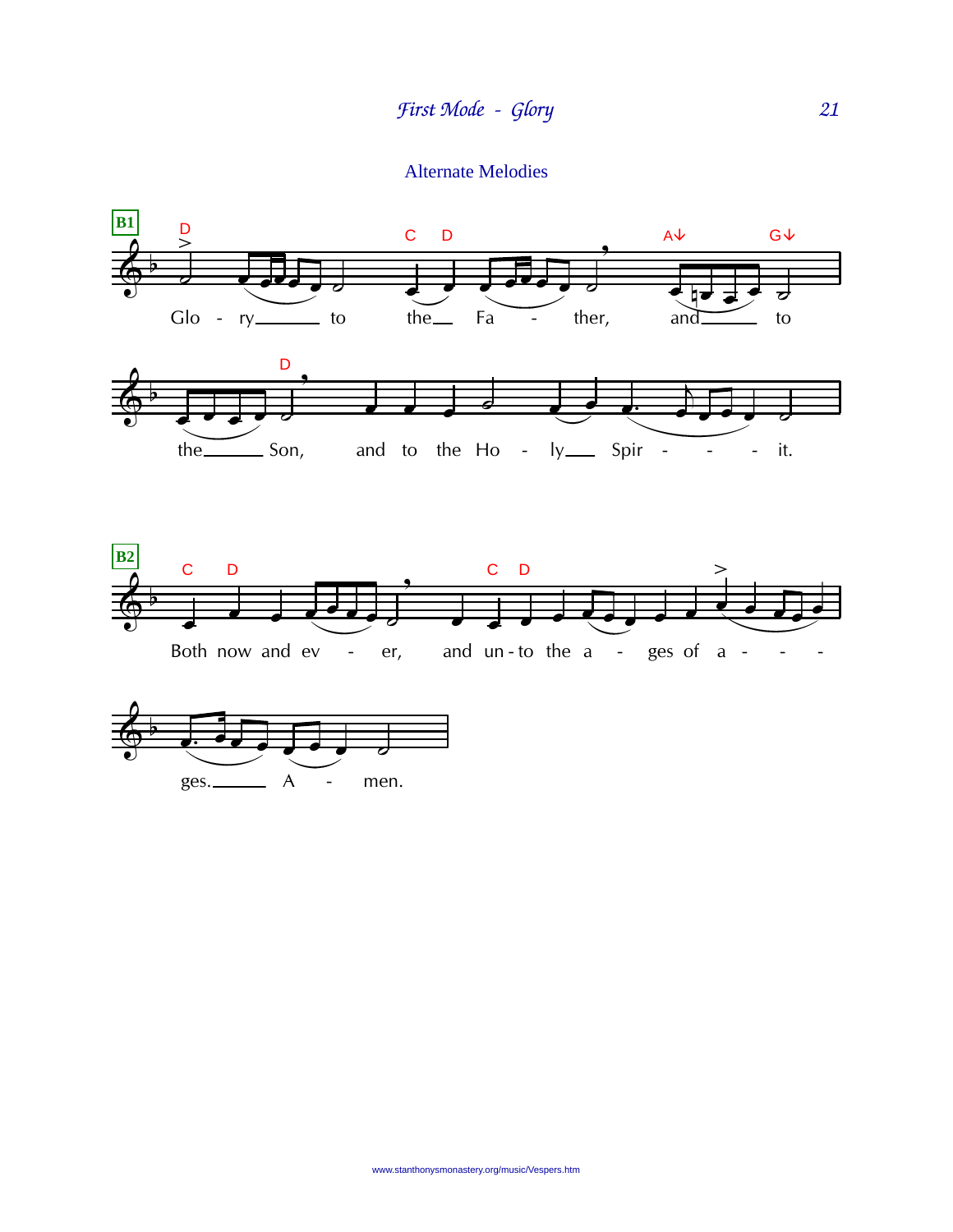## Alternate Melodies

**B1**

Glo - ry to the Fa - ther, and to the Son, and to the Ho - ly Spir - - - it.

**B2**

Both now and ev - er, and un - to the a - ges of a - - - ges. A - men.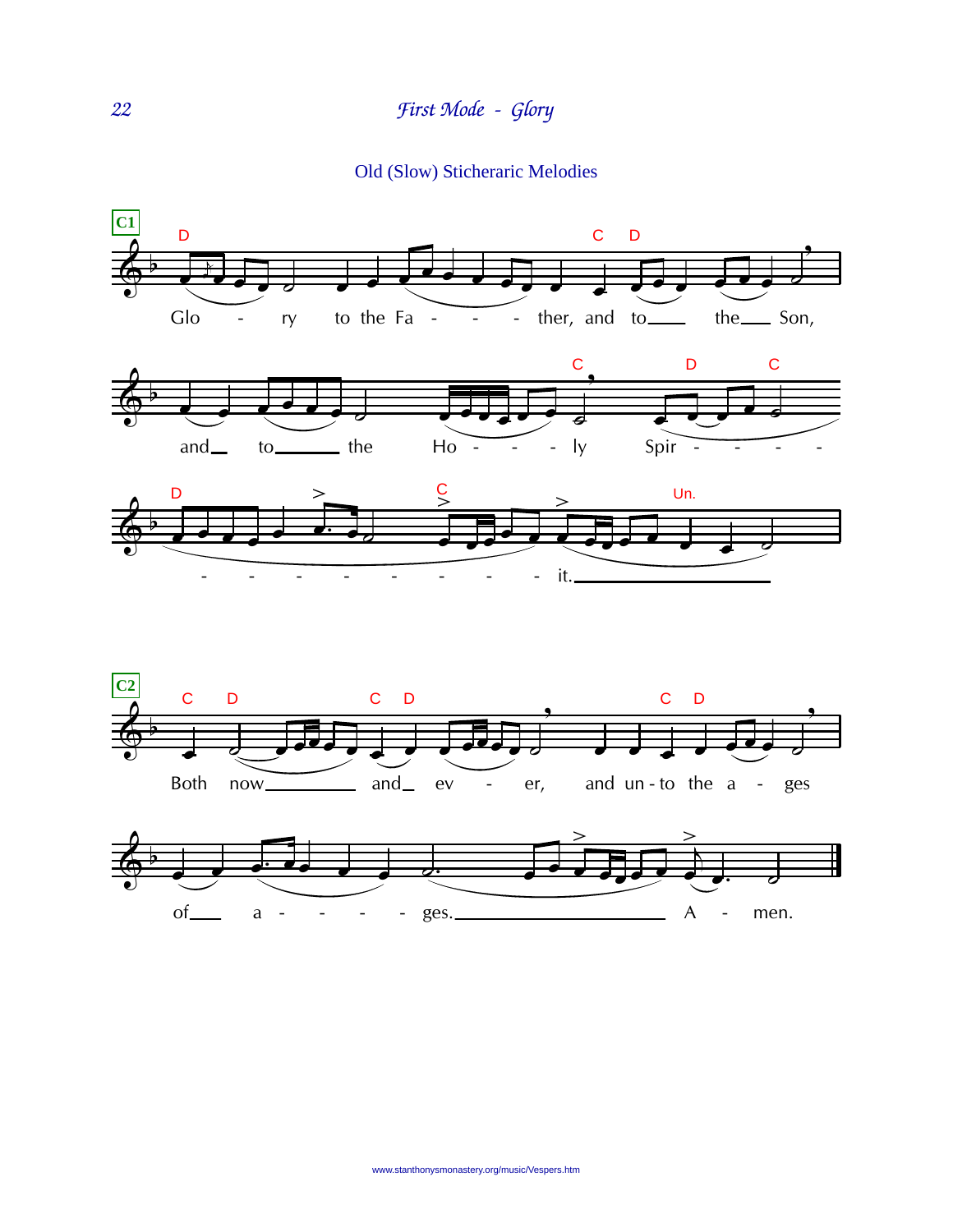Old (Slow) Sticheraric Melodies

C1

Glo - ry to the Fa - - - ther, and to the Son,

and to the Holy Spirit.

C2

Both now and ever, and unto the ages of ages. Amen.